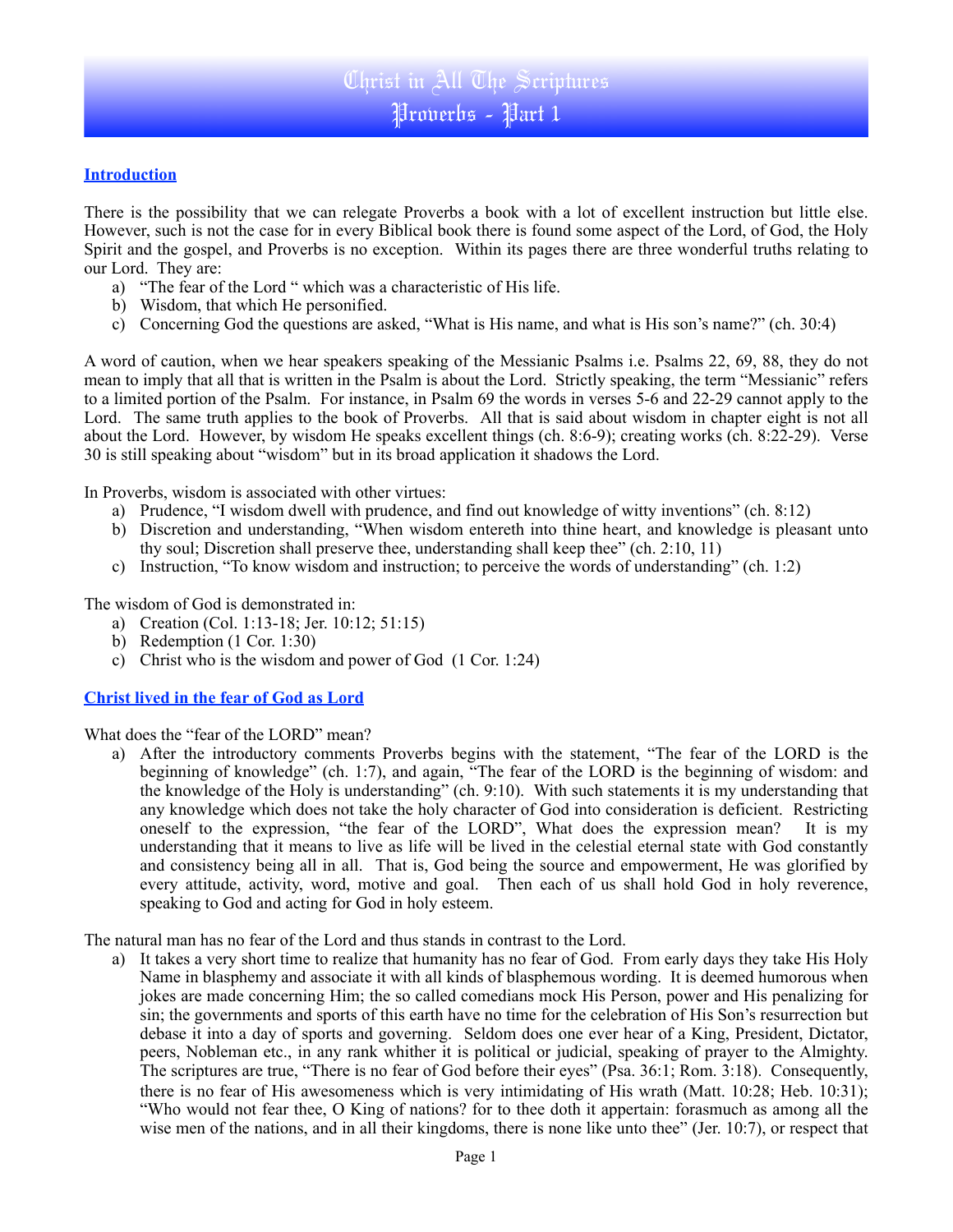# Christ in All The Scriptures
# Proverbs - Part 1

## Introduction

There is the possibility that we can relegate Proverbs a book with a lot of excellent instruction but little else. However, such is not the case for in every Biblical book there is found some aspect of the Lord, of God, the Holy Spirit and the gospel, and Proverbs is no exception. Within its pages there are three wonderful truths relating to our Lord. They are:

a) "The fear of the Lord " which was a characteristic of His life.
b) Wisdom, that which He personified.
c) Concerning God the questions are asked, "What is His name, and what is His son's name?" (ch. 30:4)

A word of caution, when we hear speakers speaking of the Messianic Psalms i.e. Psalms 22, 69, 88, they do not mean to imply that all that is written in the Psalm is about the Lord. Strictly speaking, the term "Messianic" refers to a limited portion of the Psalm. For instance, in Psalm 69 the words in verses 5-6 and 22-29 cannot apply to the Lord. The same truth applies to the book of Proverbs. All that is said about wisdom in chapter eight is not all about the Lord. However, by wisdom He speaks excellent things (ch. 8:6-9); creating works (ch. 8:22-29). Verse 30 is still speaking about "wisdom" but in its broad application it shadows the Lord.

In Proverbs, wisdom is associated with other virtues:

a) Prudence, "I wisdom dwell with prudence, and find out knowledge of witty inventions" (ch. 8:12)
b) Discretion and understanding, "When wisdom entereth into thine heart, and knowledge is pleasant unto thy soul; Discretion shall preserve thee, understanding shall keep thee" (ch. 2:10, 11)
c) Instruction, "To know wisdom and instruction; to perceive the words of understanding" (ch. 1:2)

The wisdom of God is demonstrated in:

a) Creation (Col. 1:13-18; Jer. 10:12; 51:15)
b) Redemption (1 Cor. 1:30)
c) Christ who is the wisdom and power of God (1 Cor. 1:24)

## Christ lived in the fear of God as Lord

What does the "fear of the LORD" mean?

a) After the introductory comments Proverbs begins with the statement, "The fear of the LORD is the beginning of knowledge" (ch. 1:7), and again, "The fear of the LORD is the beginning of wisdom: and the knowledge of the Holy is understanding" (ch. 9:10). With such statements it is my understanding that any knowledge which does not take the holy character of God into consideration is deficient. Restricting oneself to the expression, "the fear of the LORD", What does the expression mean? It is my understanding that it means to live as life will be lived in the celestial eternal state with God constantly and consistency being all in all. That is, God being the source and empowerment, He was glorified by every attitude, activity, word, motive and goal. Then each of us shall hold God in holy reverence, speaking to God and acting for God in holy esteem.

The natural man has no fear of the Lord and thus stands in contrast to the Lord.

a) It takes a very short time to realize that humanity has no fear of God. From early days they take His Holy Name in blasphemy and associate it with all kinds of blasphemous wording. It is deemed humorous when jokes are made concerning Him; the so called comedians mock His Person, power and His penalizing for sin; the governments and sports of this earth have no time for the celebration of His Son's resurrection but debase it into a day of sports and governing. Seldom does one ever hear of a King, President, Dictator, peers, Nobleman etc., in any rank whither it is political or judicial, speaking of prayer to the Almighty. The scriptures are true, "There is no fear of God before their eyes" (Psa. 36:1; Rom. 3:18). Consequently, there is no fear of His awesomeness which is very intimidating of His wrath (Matt. 10:28; Heb. 10:31); "Who would not fear thee, O King of nations? for to thee doth it appertain: forasmuch as among all the wise men of the nations, and in all their kingdoms, there is none like unto thee" (Jer. 10:7), or respect that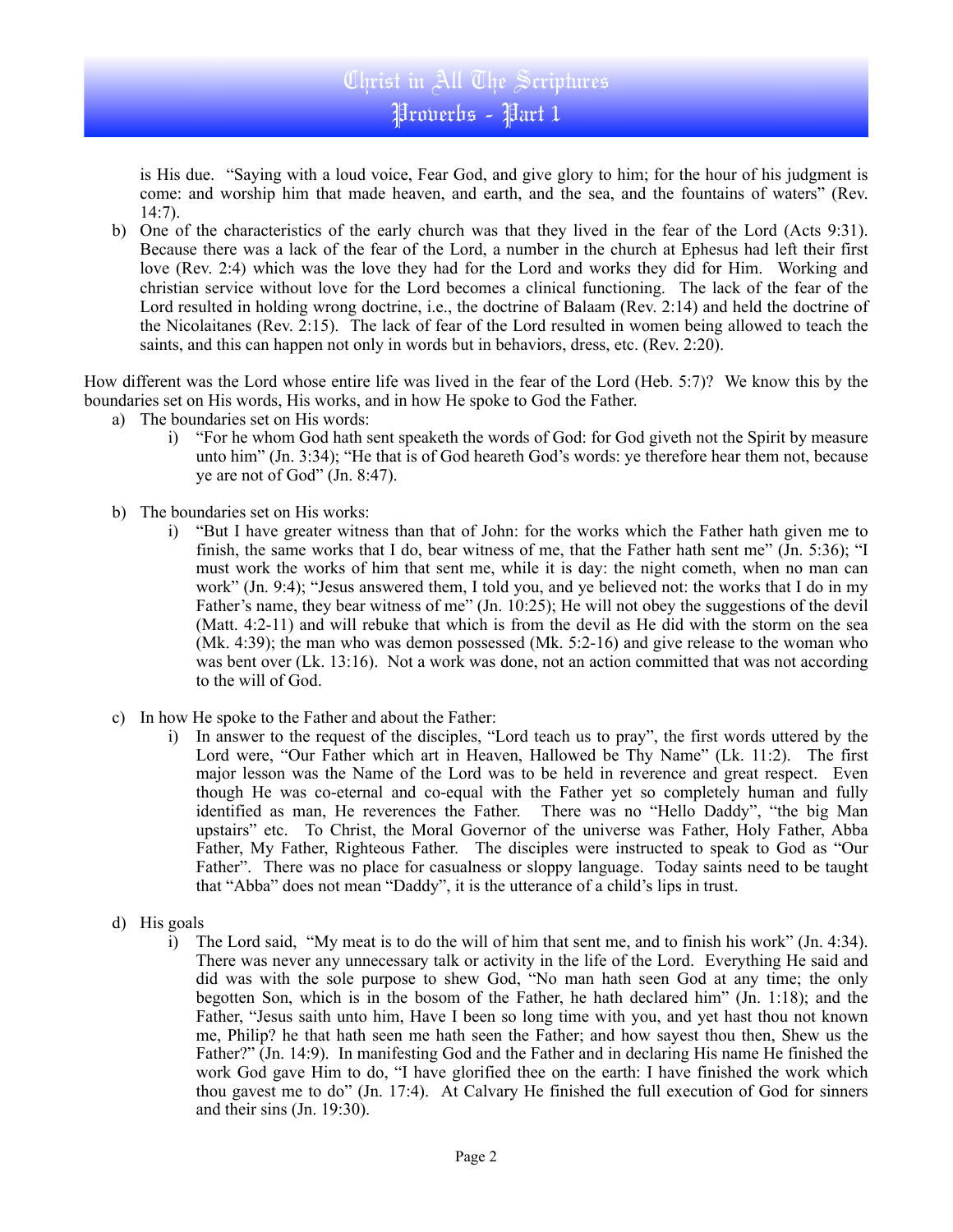is His due. "Saying with a loud voice, Fear God, and give glory to him; for the hour of his judgment is come: and worship him that made heaven, and earth, and the sea, and the fountains of waters" (Rev. 14:7).

b) One of the characteristics of the early church was that they lived in the fear of the Lord (Acts 9:31). Because there was a lack of the fear of the Lord, a number in the church at Ephesus had left their first love (Rev. 2:4) which was the love they had for the Lord and works they did for Him. Working and christian service without love for the Lord becomes a clinical functioning. The lack of the fear of the Lord resulted in holding wrong doctrine, i.e., the doctrine of Balaam (Rev. 2:14) and held the doctrine of the Nicolaitanes (Rev. 2:15). The lack of fear of the Lord resulted in women being allowed to teach the saints, and this can happen not only in words but in behaviors, dress, etc. (Rev. 2:20).

How different was the Lord whose entire life was lived in the fear of the Lord (Heb. 5:7)? We know this by the boundaries set on His words, His works, and in how He spoke to God the Father.

a) The boundaries set on His words:
   i) "For he whom God hath sent speaketh the words of God: for God giveth not the Spirit by measure unto him" (Jn. 3:34); "He that is of God heareth God's words: ye therefore hear them not, because ye are not of God" (Jn. 8:47).

b) The boundaries set on His works:
   i) "But I have greater witness than that of John: for the works which the Father hath given me to finish, the same works that I do, bear witness of me, that the Father hath sent me" (Jn. 5:36); "I must work the works of him that sent me, while it is day: the night cometh, when no man can work" (Jn. 9:4); "Jesus answered them, I told you, and ye believed not: the works that I do in my Father's name, they bear witness of me" (Jn. 10:25); He will not obey the suggestions of the devil (Matt. 4:2-11) and will rebuke that which is from the devil as He did with the storm on the sea (Mk. 4:39); the man who was demon possessed (Mk. 5:2-16) and give release to the woman who was bent over (Lk. 13:16). Not a work was done, not an action committed that was not according to the will of God.

c) In how He spoke to the Father and about the Father:
   i) In answer to the request of the disciples, "Lord teach us to pray", the first words uttered by the Lord were, "Our Father which art in Heaven, Hallowed be Thy Name" (Lk. 11:2). The first major lesson was the Name of the Lord was to be held in reverence and great respect. Even though He was co-eternal and co-equal with the Father yet so completely human and fully identified as man, He reverences the Father. There was no "Hello Daddy", "the big Man upstairs" etc. To Christ, the Moral Governor of the universe was Father, Holy Father, Abba Father, My Father, Righteous Father. The disciples were instructed to speak to God as "Our Father". There was no place for casualness or sloppy language. Today saints need to be taught that "Abba" does not mean "Daddy", it is the utterance of a child's lips in trust.

d) His goals
   i) The Lord said, "My meat is to do the will of him that sent me, and to finish his work" (Jn. 4:34). There was never any unnecessary talk or activity in the life of the Lord. Everything He said and did was with the sole purpose to shew God, "No man hath seen God at any time; the only begotten Son, which is in the bosom of the Father, he hath declared him" (Jn. 1:18); and the Father, "Jesus saith unto him, Have I been so long time with you, and yet hast thou not known me, Philip? he that hath seen me hath seen the Father; and how sayest thou then, Shew us the Father?" (Jn. 14:9). In manifesting God and the Father and in declaring His name He finished the work God gave Him to do, "I have glorified thee on the earth: I have finished the work which thou gavest me to do" (Jn. 17:4). At Calvary He finished the full execution of God for sinners and their sins (Jn. 19:30).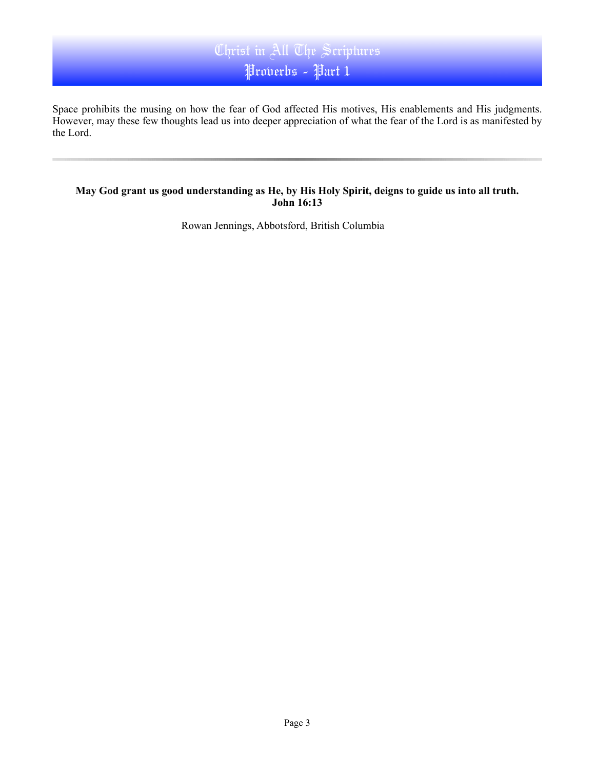Space prohibits the musing on how the fear of God affected His motives, His enablements and His judgments. However, may these few thoughts lead us into deeper appreciation of what the fear of the Lord is as manifested by the Lord.

---

**May God grant us good understanding as He, by His Holy Spirit, deigns to guide us into all truth.**
**John 16:13**

Rowan Jennings, Abbotsford, British Columbia